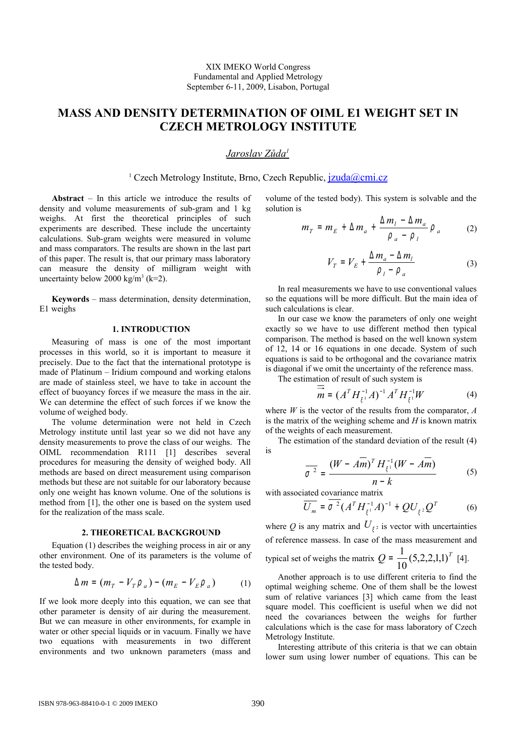XIX IMEKO World Congress
Fundamental and Applied Metrology
September 6-11, 2009, Lisabon, Portugal

# MASS AND DENSITY DETERMINATION OF OIML E1 WEIGHT SET IN CZECH METROLOGY INSTITUTE

*Jaroslav Zůda*[1]

[1] Czech Metrology Institute, Brno, Czech Republic, jzuda@cmi.cz

**Abstract** – In this article we introduce the results of density and volume measurements of sub-gram and 1 kg weighs. At first the theoretical principles of such experiments are described. These include the uncertainty calculations. Sub-gram weights were measured in volume and mass comparators. The results are shown in the last part of this paper. The result is, that our primary mass laboratory can measure the density of milligram weight with uncertainty below 2000 kg/m³ (k=2).

**Keywords** – mass determination, density determination, E1 weighs

## 1. INTRODUCTION

Measuring of mass is one of the most important processes in this world, so it is important to measure it precisely. Due to the fact that the international prototype is made of Platinum – Iridium compound and working etalons are made of stainless steel, we have to take in account the effect of buoyancy forces if we measure the mass in the air. We can determine the effect of such forces if we know the volume of weighed body.

The volume determination were not held in Czech Metrology institute until last year so we did not have any density measurements to prove the class of our weighs. The OIML recommendation R111 [1] describes several procedures for measuring the density of weighed body. All methods are based on direct measurement using comparison methods but these are not suitable for our laboratory because only one weight has known volume. One of the solutions is method from [1], the other one is based on the system used for the realization of the mass scale.

## 2. THEORETICAL BACKGROUND

Equation (1) describes the weighing process in air or any other environment. One of its parameters is the volume of the tested body.

$$\Delta m = (m_T - V_T \rho_a) - (m_E - V_E \rho_a) \tag{1}$$

If we look more deeply into this equation, we can see that other parameter is density of air during the measurement. But we can measure in other environments, for example in water or other special liquids or in vacuum. Finally we have two equations with measurements in two different environments and two unknown parameters (mass and volume of the tested body). This system is solvable and the solution is

$$m_T = m_E + \Delta m_a + \frac{\Delta m_l - \Delta m_a}{\rho_a - \rho_l} \rho_a \tag{2}$$

$$V_T = V_E + \frac{\Delta m_a - \Delta m_l}{\rho_l - \rho_a} \tag{3}$$

In real measurements we have to use conventional values so the equations will be more difficult. But the main idea of such calculations is clear.

In our case we know the parameters of only one weight exactly so we have to use different method then typical comparison. The method is based on the well known system of 12, 14 or 16 equations in one decade. System of such equations is said to be orthogonal and the covariance matrix is diagonal if we omit the uncertainty of the reference mass.

The estimation of result of such system is

$$\vec{m} = (A^T H_{\xi^1}^{-1} A)^{-1} A^T H_{\xi^1}^{-1} W \tag{4}$$

where $W$ is the vector of the results from the comparator, $A$ is the matrix of the weighing scheme and $H$ is known matrix of the weights of each measurement.

The estimation of the standard deviation of the result (4) is

$$\overline{\sigma}^2 = \frac{(W - A\overline{m})^T H_{\xi^1}^{-1} (W - A\overline{m})}{n - k} \tag{5}$$

with associated covariance matrix

$$\overline{U_m} = \overline{\sigma}^2 (A^T H_{\xi^1}^{-1} A)^{-1} + Q U_{\xi^2} Q^T \tag{6}$$

where $Q$ is any matrix and $U_{\xi^2}$ is vector with uncertainties of reference massess. In case of the mass measurement and typical set of weighs the matrix $Q = \frac{1}{10}(5,2,2,1,1)^T$ [4].

Another approach is to use different criteria to find the optimal weighing scheme. One of them shall be the lowest sum of relative variances [3] which came from the least square model. This coefficient is useful when we did not need the covariances between the weighs for further calculations which is the case for mass laboratory of Czech Metrology Institute.

Interesting attribute of this criteria is that we can obtain lower sum using lower number of equations. This can be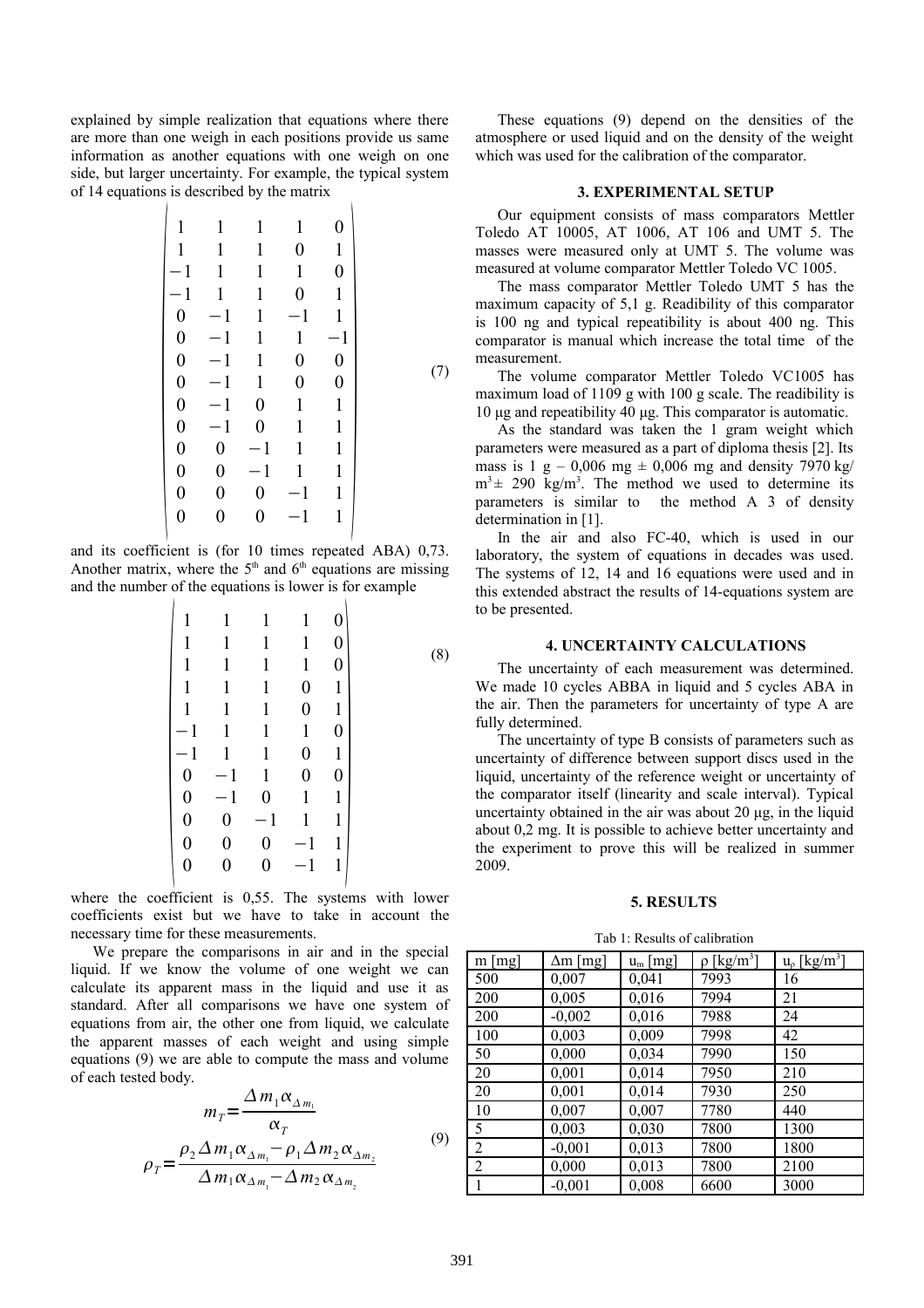explained by simple realization that equations where there are more than one weigh in each positions provide us same information as another equations with one weigh on one side, but larger uncertainty. For example, the typical system of 14 equations is described by the matrix

$$\begin{vmatrix} 1 & 1 & 1 & 1 & 0 \\ 1 & 1 & 1 & 0 & 1 \\ -1 & 1 & 1 & 1 & 0 \\ -1 & 1 & 1 & 0 & 1 \\ 0 & -1 & 1 & -1 & 1 \\ 0 & -1 & 1 & 1 & -1 \\ 0 & -1 & 1 & 0 & 0 \\ 0 & -1 & 1 & 0 & 0 \\ 0 & -1 & 0 & 1 & 1 \\ 0 & -1 & 0 & 1 & 1 \\ 0 & 0 & -1 & 1 & 1 \\ 0 & 0 & -1 & 1 & 1 \\ 0 & 0 & 0 & -1 & 1 \\ 0 & 0 & 0 & -1 & 1 \end{vmatrix} \tag{7}$$

and its coefficient is (for 10 times repeated ABA) 0,73. Another matrix, where the 5th and 6th equations are missing and the number of the equations is lower is for example

$$\begin{vmatrix} 1 & 1 & 1 & 1 & 0 \\ 1 & 1 & 1 & 1 & 0 \\ 1 & 1 & 1 & 1 & 0 \\ 1 & 1 & 1 & 0 & 1 \\ 1 & 1 & 1 & 0 & 1 \\ -1 & 1 & 1 & 1 & 0 \\ -1 & 1 & 1 & 0 & 1 \\ 0 & -1 & 1 & 0 & 0 \\ 0 & -1 & 0 & 1 & 1 \\ 0 & 0 & -1 & 1 & 1 \\ 0 & 0 & 0 & -1 & 1 \\ 0 & 0 & 0 & -1 & 1 \end{vmatrix} \tag{8}$$

where the coefficient is 0,55. The systems with lower coefficients exist but we have to take in account the necessary time for these measurements.

We prepare the comparisons in air and in the special liquid. If we know the volume of one weight we can calculate its apparent mass in the liquid and use it as standard. After all comparisons we have one system of equations from air, the other one from liquid, we calculate the apparent masses of each weight and using simple equations (9) we are able to compute the mass and volume of each tested body.

$$m_T = \frac{\Delta m_1 \alpha_{\Delta m_1}}{\alpha_T}$$
$$\rho_T = \frac{\rho_2 \Delta m_1 \alpha_{\Delta m_1} - \rho_1 \Delta m_2 \alpha_{\Delta m_2}}{\Delta m_1 \alpha_{\Delta m_1} - \Delta m_2 \alpha_{\Delta m_2}} \tag{9}$$

These equations (9) depend on the densities of the atmosphere or used liquid and on the density of the weight which was used for the calibration of the comparator.

## 3. EXPERIMENTAL SETUP

Our equipment consists of mass comparators Mettler Toledo AT 10005, AT 1006, AT 106 and UMT 5. The masses were measured only at UMT 5. The volume was measured at volume comparator Mettler Toledo VC 1005.

The mass comparator Mettler Toledo UMT 5 has the maximum capacity of 5,1 g. Readibility of this comparator is 100 ng and typical repeatibility is about 400 ng. This comparator is manual which increase the total time of the measurement.

The volume comparator Mettler Toledo VC1005 has maximum load of 1109 g with 100 g scale. The readibility is 10 µg and repeatibility 40 µg. This comparator is automatic.

As the standard was taken the 1 gram weight which parameters were measured as a part of diploma thesis [2]. Its mass is 1 g – 0,006 mg ± 0,006 mg and density 7970 kg/m$^3$ ± 290 kg/m$^3$. The method we used to determine its parameters is similar to the method A 3 of density determination in [1].

In the air and also FC-40, which is used in our laboratory, the system of equations in decades was used. The systems of 12, 14 and 16 equations were used and in this extended abstract the results of 14-equations system are to be presented.

## 4. UNCERTAINTY CALCULATIONS

The uncertainty of each measurement was determined. We made 10 cycles ABBA in liquid and 5 cycles ABA in the air. Then the parameters for uncertainty of type A are fully determined.

The uncertainty of type B consists of parameters such as uncertainty of difference between support discs used in the liquid, uncertainty of the reference weight or uncertainty of the comparator itself (linearity and scale interval). Typical uncertainty obtained in the air was about 20 µg, in the liquid about 0,2 mg. It is possible to achieve better uncertainty and the experiment to prove this will be realized in summer 2009.

## 5. RESULTS

Tab 1: Results of calibration

| m [mg] | Δm [mg] | $u_m$ [mg] | ρ [kg/m$^3$] | $u_\rho$ [kg/m$^3$] |
|---|---|---|---|---|
| 500 | 0,007 | 0,041 | 7993 | 16 |
| 200 | 0,005 | 0,016 | 7994 | 21 |
| 200 | -0,002 | 0,016 | 7988 | 24 |
| 100 | 0,003 | 0,009 | 7998 | 42 |
| 50 | 0,000 | 0,034 | 7990 | 150 |
| 20 | 0,001 | 0,014 | 7950 | 210 |
| 20 | 0,001 | 0,014 | 7930 | 250 |
| 10 | 0,007 | 0,007 | 7780 | 440 |
| 5 | 0,003 | 0,030 | 7800 | 1300 |
| 2 | -0,001 | 0,013 | 7800 | 1800 |
| 2 | 0,000 | 0,013 | 7800 | 2100 |
| 1 | -0,001 | 0,008 | 6600 | 3000 |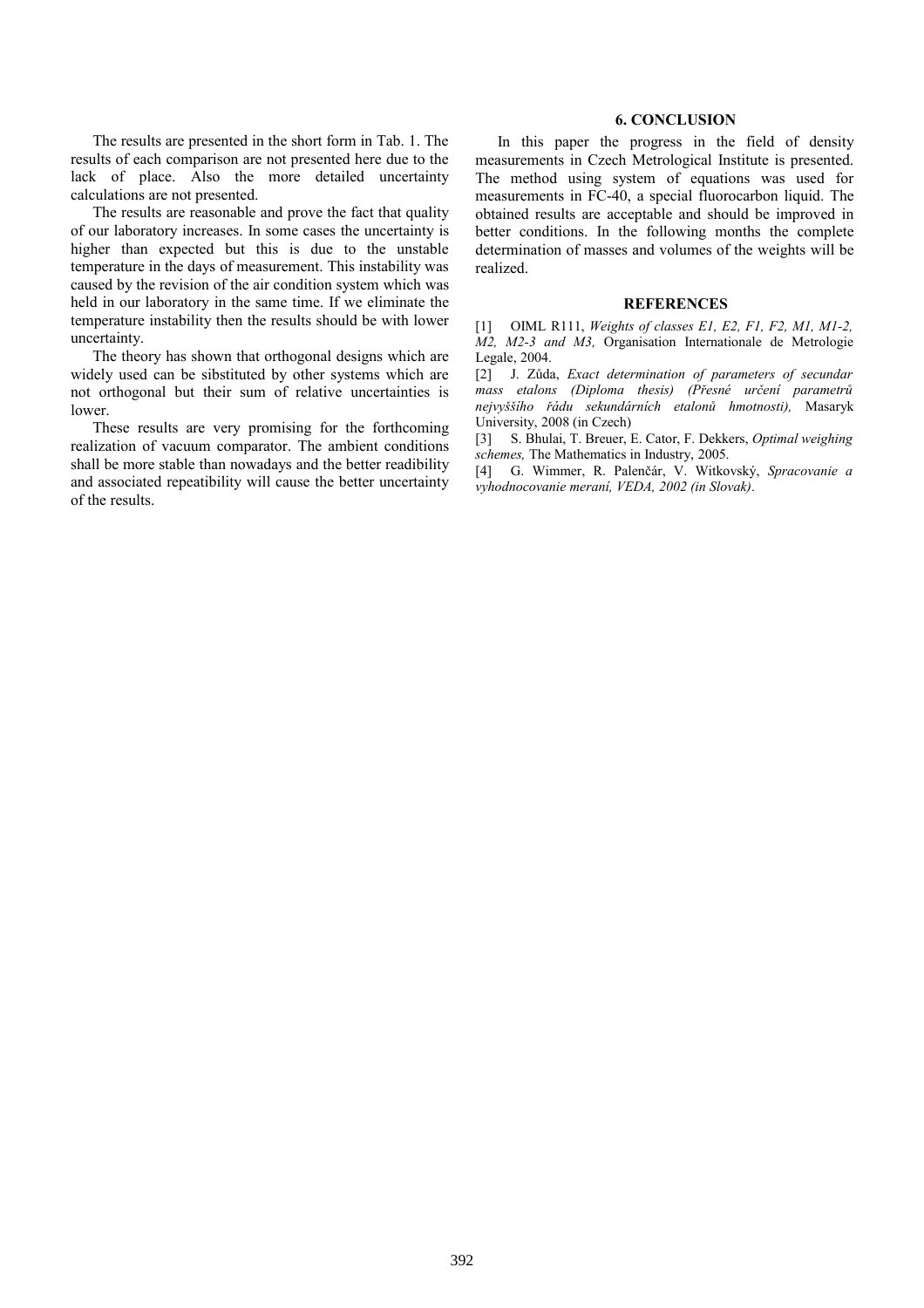The results are presented in the short form in Tab. 1. The results of each comparison are not presented here due to the lack of place. Also the more detailed uncertainty calculations are not presented.

The results are reasonable and prove the fact that quality of our laboratory increases. In some cases the uncertainty is higher than expected but this is due to the unstable temperature in the days of measurement. This instability was caused by the revision of the air condition system which was held in our laboratory in the same time. If we eliminate the temperature instability then the results should be with lower uncertainty.

The theory has shown that orthogonal designs which are widely used can be sibstituted by other systems which are not orthogonal but their sum of relative uncertainties is lower.

These results are very promising for the forthcoming realization of vacuum comparator. The ambient conditions shall be more stable than nowadays and the better readibility and associated repeatibility will cause the better uncertainty of the results.

## 6. CONCLUSION

In this paper the progress in the field of density measurements in Czech Metrological Institute is presented. The method using system of equations was used for measurements in FC-40, a special fluorocarbon liquid. The obtained results are acceptable and should be improved in better conditions. In the following months the complete determination of masses and volumes of the weights will be realized.

## REFERENCES

[1] OIML R111, *Weights of classes E1, E2, F1, F2, M1, M1-2, M2, M2-3 and M3,* Organisation Internationale de Metrologie Legale, 2004.

[2] J. Zůda, *Exact determination of parameters of secundar mass etalons (Diploma thesis) (Přesné určení parametrů nejvyššího řádu sekundárních etalonů hmotnosti),* Masaryk University, 2008 (in Czech)

[3] S. Bhulai, T. Breuer, E. Cator, F. Dekkers, *Optimal weighing schemes,* The Mathematics in Industry, 2005.

[4] G. Wimmer, R. Palenčár, V. Witkovský, *Spracovanie a vyhodnocovanie meraní, VEDA, 2002 (in Slovak)*.